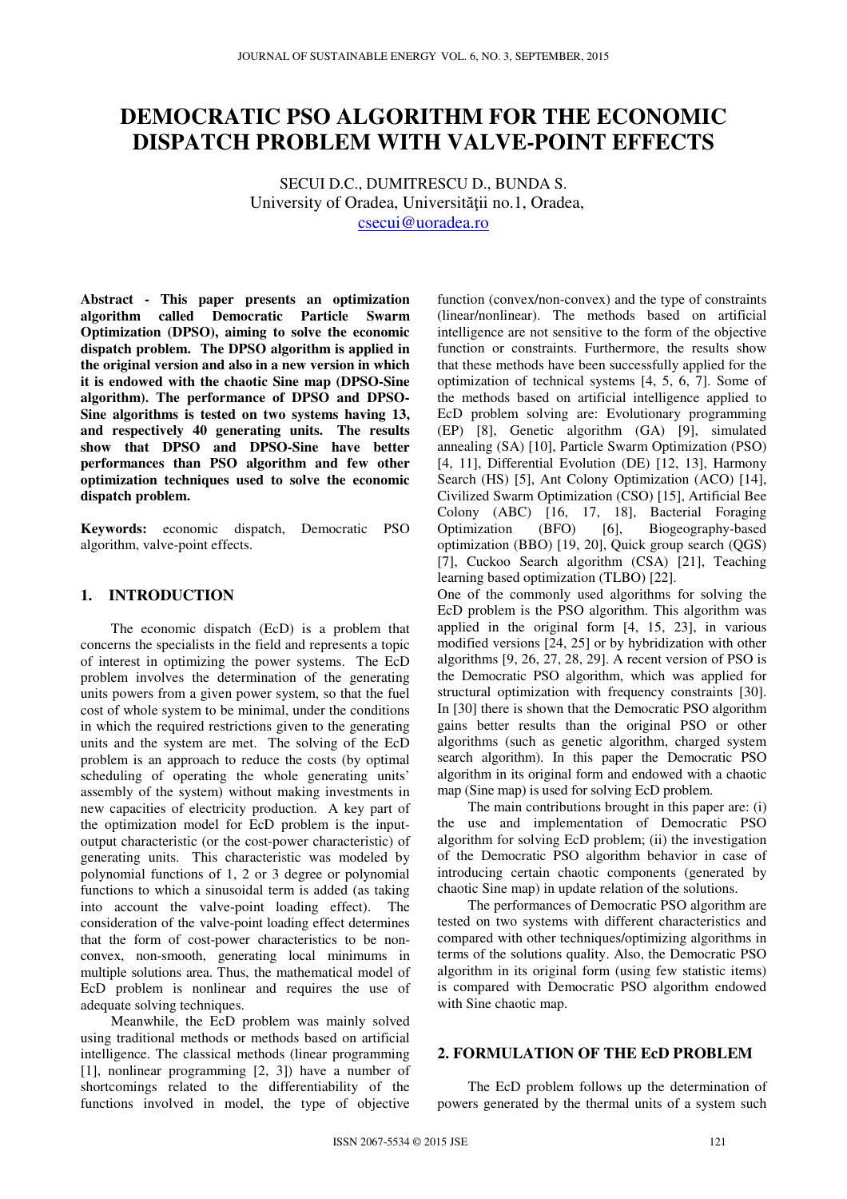# DEMOCRATIC PSO ALGORITHM FOR THE ECONOMIC DISPATCH PROBLEM WITH VALVE-POINT EFFECTS

SECUI D.C., DUMITRESCU D., BUNDA S.
University of Oradea, Universităţii no.1, Oradea,
csecui@uoradea.ro

**Abstract - This paper presents an optimization algorithm called Democratic Particle Swarm Optimization (DPSO), aiming to solve the economic dispatch problem. The DPSO algorithm is applied in the original version and also in a new version in which it is endowed with the chaotic Sine map (DPSO-Sine algorithm). The performance of DPSO and DPSO-Sine algorithms is tested on two systems having 13, and respectively 40 generating units. The results show that DPSO and DPSO-Sine have better performances than PSO algorithm and few other optimization techniques used to solve the economic dispatch problem.**

**Keywords:** economic dispatch, Democratic PSO algorithm, valve-point effects.

## 1. INTRODUCTION

The economic dispatch (EcD) is a problem that concerns the specialists in the field and represents a topic of interest in optimizing the power systems. The EcD problem involves the determination of the generating units powers from a given power system, so that the fuel cost of whole system to be minimal, under the conditions in which the required restrictions given to the generating units and the system are met. The solving of the EcD problem is an approach to reduce the costs (by optimal scheduling of operating the whole generating units' assembly of the system) without making investments in new capacities of electricity production. A key part of the optimization model for EcD problem is the input-output characteristic (or the cost-power characteristic) of generating units. This characteristic was modeled by polynomial functions of 1, 2 or 3 degree or polynomial functions to which a sinusoidal term is added (as taking into account the valve-point loading effect). The consideration of the valve-point loading effect determines that the form of cost-power characteristics to be non-convex, non-smooth, generating local minimums in multiple solutions area. Thus, the mathematical model of EcD problem is nonlinear and requires the use of adequate solving techniques.

Meanwhile, the EcD problem was mainly solved using traditional methods or methods based on artificial intelligence. The classical methods (linear programming [1], nonlinear programming [2, 3]) have a number of shortcomings related to the differentiability of the functions involved in model, the type of objective function (convex/non-convex) and the type of constraints (linear/nonlinear). The methods based on artificial intelligence are not sensitive to the form of the objective function or constraints. Furthermore, the results show that these methods have been successfully applied for the optimization of technical systems [4, 5, 6, 7]. Some of the methods based on artificial intelligence applied to EcD problem solving are: Evolutionary programming (EP) [8], Genetic algorithm (GA) [9], simulated annealing (SA) [10], Particle Swarm Optimization (PSO) [4, 11], Differential Evolution (DE) [12, 13], Harmony Search (HS) [5], Ant Colony Optimization (ACO) [14], Civilized Swarm Optimization (CSO) [15], Artificial Bee Colony (ABC) [16, 17, 18], Bacterial Foraging Optimization (BFO) [6], Biogeography-based optimization (BBO) [19, 20], Quick group search (QGS) [7], Cuckoo Search algorithm (CSA) [21], Teaching learning based optimization (TLBO) [22].

One of the commonly used algorithms for solving the EcD problem is the PSO algorithm. This algorithm was applied in the original form [4, 15, 23], in various modified versions [24, 25] or by hybridization with other algorithms [9, 26, 27, 28, 29]. A recent version of PSO is the Democratic PSO algorithm, which was applied for structural optimization with frequency constraints [30]. In [30] there is shown that the Democratic PSO algorithm gains better results than the original PSO or other algorithms (such as genetic algorithm, charged system search algorithm). In this paper the Democratic PSO algorithm in its original form and endowed with a chaotic map (Sine map) is used for solving EcD problem.

The main contributions brought in this paper are: (i) the use and implementation of Democratic PSO algorithm for solving EcD problem; (ii) the investigation of the Democratic PSO algorithm behavior in case of introducing certain chaotic components (generated by chaotic Sine map) in update relation of the solutions.

The performances of Democratic PSO algorithm are tested on two systems with different characteristics and compared with other techniques/optimizing algorithms in terms of the solutions quality. Also, the Democratic PSO algorithm in its original form (using few statistic items) is compared with Democratic PSO algorithm endowed with Sine chaotic map.

## 2. FORMULATION OF THE EcD PROBLEM

The EcD problem follows up the determination of powers generated by the thermal units of a system such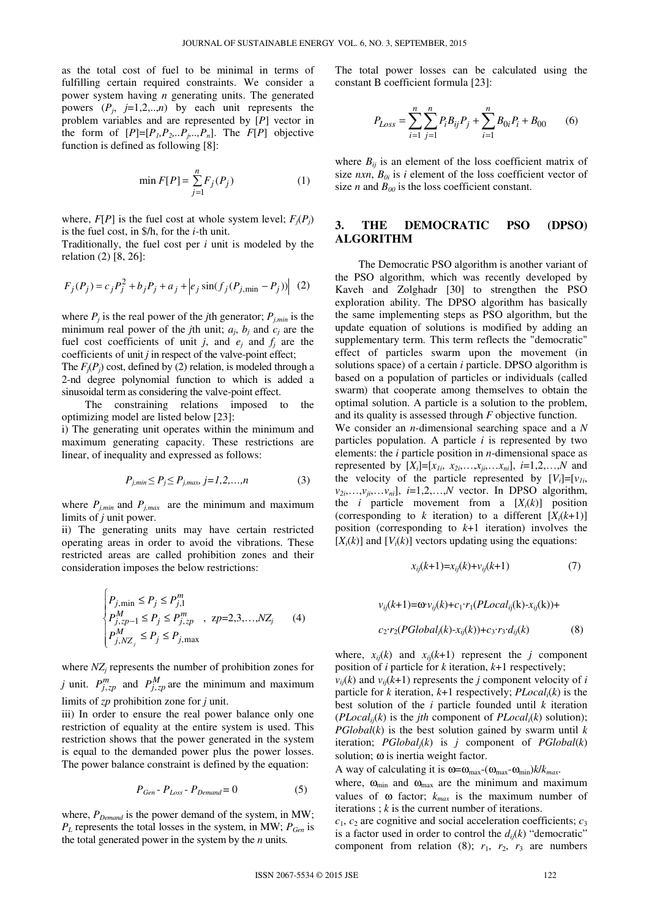as the total cost of fuel to be minimal in terms of fulfilling certain required constraints. We consider a power system having $n$ generating units. The generated powers ($P_j$, $j$=1,2,..,$n$) by each unit represents the problem variables and are represented by [$P$] vector in the form of $[P]=[P_1,P_2,..P_j,..,P_n]$. The $F[P]$ objective function is defined as following [8]:

$$\min F[P] = \sum_{j=1}^{n} F_j(P_j) \qquad (1)$$

where, $F[P]$ is the fuel cost at whole system level; $F_j(P_j)$ is the fuel cost, in \$/h, for the $i$-th unit.

Traditionally, the fuel cost per $i$ unit is modeled by the relation (2) [8, 26]:

$$F_j(P_j) = c_j P_j^2 + b_j P_j + a_j + \left| e_j \sin(f_j (P_{j,\min} - P_j)) \right| \quad (2)$$

where $P_j$ is the real power of the $j$th generator; $P_{j,min}$ is the minimum real power of the $j$th unit; $a_j$, $b_j$ and $c_j$ are the fuel cost coefficients of unit $j$, and $e_j$ and $f_j$ are the coefficients of unit $j$ in respect of the valve-point effect;

The $F_j(P_j)$ cost, defined by (2) relation, is modeled through a 2-nd degree polynomial function to which is added a sinusoidal term as considering the valve-point effect.

The constraining relations imposed to the optimizing model are listed below [23]:

i) The generating unit operates within the minimum and maximum generating capacity. These restrictions are linear, of inequality and expressed as follows:

$$P_{j,min} \leq P_j \leq P_{j,max},\ j=1,2,\ldots,n \qquad (3)$$

where $P_{j,min}$ and $P_{j,max}$ are the minimum and maximum limits of $j$ unit power.

ii) The generating units may have certain restricted operating areas in order to avoid the vibrations. These restricted areas are called prohibition zones and their consideration imposes the below restrictions:

$$\begin{cases} P_{j,\min} \leq P_j \leq P_{j,1}^m \\ P_{j,zp-1}^M \leq P_j \leq P_{j,zp}^m \\ P_{j,NZ_j}^M \leq P_j \leq P_{j,\max} \end{cases} ,\ zp=2,3,\ldots,NZ_j \qquad (4)$$

where $NZ_j$ represents the number of prohibition zones for $j$ unit. $P_{j,zp}^m$ and $P_{j,zp}^M$ are the minimum and maximum limits of $zp$ prohibition zone for $j$ unit.

iii) In order to ensure the real power balance only one restriction of equality at the entire system is used. This restriction shows that the power generated in the system is equal to the demanded power plus the power losses. The power balance constraint is defined by the equation:

$$P_{Gen} - P_{Loss} - P_{Demand} = 0 \qquad (5)$$

where, $P_{Demand}$ is the power demand of the system, in MW; $P_L$ represents the total losses in the system, in MW; $P_{Gen}$ is the total generated power in the system by the $n$ units.

The total power losses can be calculated using the constant B coefficient formula [23]:

$$P_{Loss} = \sum_{i=1}^{n}\sum_{j=1}^{n} P_i B_{ij} P_j + \sum_{i=1}^{n} B_{0i} P_i + B_{00} \qquad (6)$$

where $B_{ij}$ is an element of the loss coefficient matrix of size $nxn$, $B_{0i}$ is $i$ element of the loss coefficient vector of size $n$ and $B_{00}$ is the loss coefficient constant.

## 3. THE DEMOCRATIC PSO (DPSO) ALGORITHM

The Democratic PSO algorithm is another variant of the PSO algorithm, which was recently developed by Kaveh and Zolghadr [30] to strengthen the PSO exploration ability. The DPSO algorithm has basically the same implementing steps as PSO algorithm, but the update equation of solutions is modified by adding an supplementary term. This term reflects the "democratic" effect of particles swarm upon the movement (in solutions space) of a certain $i$ particle. DPSO algorithm is based on a population of particles or individuals (called swarm) that cooperate among themselves to obtain the optimal solution. A particle is a solution to the problem, and its quality is assessed through $F$ objective function.

We consider an $n$-dimensional searching space and a $N$ particles population. A particle $i$ is represented by two elements: the $i$ particle position in $n$-dimensional space as represented by $[X_i]=[x_{1i}, x_{2i},\ldots,x_{ji},\ldots x_{ni}]$, $i$=1,2,…,$N$ and the velocity of the particle represented by $[V_i]=[v_{1i}, v_{2i},\ldots,v_{ji},\ldots v_{ni}]$, $i$=1,2,…,$N$ vector. In DPSO algorithm, the $i$ particle movement from a $[X_i(k)]$ position (corresponding to $k$ iteration) to a different $[X_i(k+1)]$ position (corresponding to $k$+1 iteration) involves the $[X_i(k)]$ and $[V_i(k)]$ vectors updating using the equations:

$$x_{ij}(k+1)=x_{ij}(k)+v_{ij}(k+1) \qquad (7)$$

$$v_{ij}(k+1)=\omega\cdot v_{ij}(k)+c_1\cdot r_1(PLocal_{ij}(k)-x_{ij}(k))+ c_2\cdot r_2(PGlobal_j(k)-x_{ij}(k))+c_3\cdot r_3\cdot d_{ij}(k) \qquad (8)$$

where, $x_{ij}(k)$ and $x_{ij}(k+1)$ represent the $j$ component position of $i$ particle for $k$ iteration, $k$+1 respectively;

$v_{ij}(k)$ and $v_{ij}(k+1)$ represents the $j$ component velocity of $i$ particle for $k$ iteration, $k$+1 respectively; $PLocal_i(k)$ is the best solution of the $i$ particle founded until $k$ iteration ($PLocal_{ij}(k)$ is the $j$th component of $PLocal_i(k)$ solution); $PGlobal(k)$ is the best solution gained by swarm until $k$ iteration; $PGlobal_j(k)$ is $j$ component of $PGlobal(k)$ solution; $\omega$ is inertia weight factor.

A way of calculating it is $\omega=\omega_{max}-(\omega_{max}-\omega_{min})k/k_{max}$.

where, $\omega_{min}$ and $\omega_{max}$ are the minimum and maximum values of $\omega$ factor; $k_{max}$ is the maximum number of iterations ; $k$ is the current number of iterations.

$c_1$, $c_2$ are cognitive and social acceleration coefficients; $c_3$ is a factor used in order to control the $d_{ij}(k)$ "democratic" component from relation (8); $r_1$, $r_2$, $r_3$ are numbers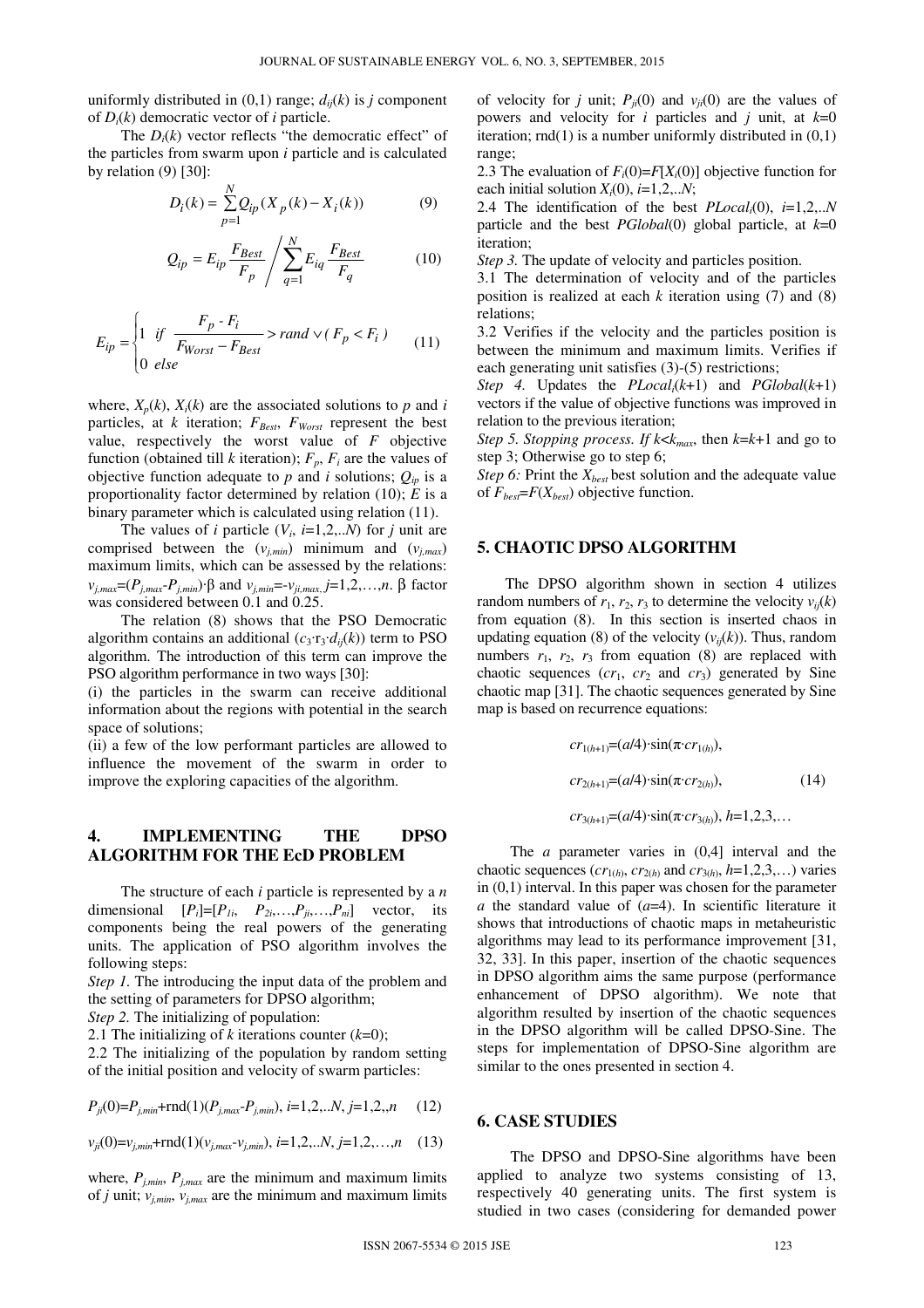uniformly distributed in (0,1) range; $d_{ij}(k)$ is $j$ component of $D_i(k)$ democratic vector of $i$ particle.

The $D_i(k)$ vector reflects "the democratic effect" of the particles from swarm upon $i$ particle and is calculated by relation (9) [30]:

$$D_i(k) = \sum_{p=1}^{N} Q_{ip}(X_p(k) - X_i(k)) \qquad (9)$$

$$Q_{ip} = E_{ip}\frac{F_{Best}}{F_p} \Bigg/ \sum_{q=1}^{N} E_{iq}\frac{F_{Best}}{F_q} \qquad (10)$$

$$E_{ip} = \begin{cases} 1 & if \ \ \dfrac{F_p - F_i}{F_{Worst} - F_{Best}} > rand \vee (F_p < F_i) \\ 0 & else \end{cases} \qquad (11)$$

where, $X_p(k)$, $X_i(k)$ are the associated solutions to $p$ and $i$ particles, at $k$ iteration; $F_{Best}$, $F_{Worst}$ represent the best value, respectively the worst value of $F$ objective function (obtained till $k$ iteration); $F_p$, $F_i$ are the values of objective function adequate to $p$ and $i$ solutions; $Q_{ip}$ is a proportionality factor determined by relation (10); $E$ is a binary parameter which is calculated using relation (11).

The values of $i$ particle ($V_i$, $i$=1,2,..$N$) for $j$ unit are comprised between the ($v_{j,min}$) minimum and ($v_{j,max}$) maximum limits, which can be assessed by the relations: $v_{j,max}=(P_{j,max}-P_{j,min})\cdot\beta$ and $v_{j,min}=-v_{ji,max}$, $j$=1,2,…,$n$. β factor was considered between 0.1 and 0.25.

The relation (8) shows that the PSO Democratic algorithm contains an additional ($c_3 \cdot r_3 \cdot d_{ij}(k)$) term to PSO algorithm. The introduction of this term can improve the PSO algorithm performance in two ways [30]:

(i) the particles in the swarm can receive additional information about the regions with potential in the search space of solutions;

(ii) a few of the low performant particles are allowed to influence the movement of the swarm in order to improve the exploring capacities of the algorithm.

## 4. IMPLEMENTING THE DPSO ALGORITHM FOR THE EcD PROBLEM

The structure of each $i$ particle is represented by a $n$ dimensional $[P_i]=[P_{1i}, P_{2i},…,P_{ji},…,P_{ni}]$ vector, its components being the real powers of the generating units. The application of PSO algorithm involves the following steps:

*Step 1.* The introducing the input data of the problem and the setting of parameters for DPSO algorithm;

*Step 2.* The initializing of population:

2.1 The initializing of $k$ iterations counter ($k$=0);

2.2 The initializing of the population by random setting of the initial position and velocity of swarm particles:

$$P_{ji}(0)=P_{j,min}+\text{rnd}(1)(P_{j,max}-P_{j,min}),\ i=1,2,..N,\ j=1,2,..n \qquad (12)$$

$$v_{ji}(0)=v_{j,min}+\text{rnd}(1)(v_{j,max}-v_{j,min}),\ i=1,2,..N,\ j=1,2,…,n \qquad (13)$$

where, $P_{j,min}$, $P_{j,max}$ are the minimum and maximum limits of $j$ unit; $v_{j,min}$, $v_{j,max}$ are the minimum and maximum limits of velocity for $j$ unit; $P_{ji}(0)$ and $v_{ji}(0)$ are the values of powers and velocity for $i$ particles and $j$ unit, at $k$=0 iteration; rnd(1) is a number uniformly distributed in (0,1) range;

2.3 The evaluation of $F_i(0)=F[X_i(0)]$ objective function for each initial solution $X_i(0)$, $i$=1,2,..$N$;

2.4 The identification of the best $PLocal_i(0)$, $i$=1,2,..$N$ particle and the best $PGlobal(0)$ global particle, at $k$=0 iteration;

*Step 3.* The update of velocity and particles position.

3.1 The determination of velocity and of the particles position is realized at each $k$ iteration using (7) and (8) relations;

3.2 Verifies if the velocity and the particles position is between the minimum and maximum limits. Verifies if each generating unit satisfies (3)-(5) restrictions;

*Step 4.* Updates the $PLocal_i(k+1)$ and $PGlobal(k+1)$ vectors if the value of objective functions was improved in relation to the previous iteration;

*Step 5. Stopping process. If $k<k_{max}$, then $k=k+1$ and go to step 3; Otherwise go to step 6;*

*Step 6:* Print the $X_{best}$ best solution and the adequate value of $F_{best}=F(X_{best})$ objective function.

## 5. CHAOTIC DPSO ALGORITHM

The DPSO algorithm shown in section 4 utilizes random numbers of $r_1$, $r_2$, $r_3$ to determine the velocity $v_{ij}(k)$ from equation (8). In this section is inserted chaos in updating equation (8) of the velocity ($v_{ij}(k)$). Thus, random numbers $r_1$, $r_2$, $r_3$ from equation (8) are replaced with chaotic sequences ($cr_1$, $cr_2$ and $cr_3$) generated by Sine chaotic map [31]. The chaotic sequences generated by Sine map is based on recurrence equations:

$$\begin{aligned} cr_{1(h+1)} &= (a/4)\cdot\sin(\pi\cdot cr_{1(h)}), \\ cr_{2(h+1)} &= (a/4)\cdot\sin(\pi\cdot cr_{2(h)}), \\ cr_{3(h+1)} &= (a/4)\cdot\sin(\pi\cdot cr_{3(h)}),\ h=1,2,3,… \end{aligned} \qquad (14)$$

The $a$ parameter varies in (0,4] interval and the chaotic sequences ($cr_{1(h)}$, $cr_{2(h)}$ and $cr_{3(h)}$, $h$=1,2,3,…) varies in (0,1) interval. In this paper was chosen for the parameter $a$ the standard value of ($a$=4). In scientific literature it shows that introductions of chaotic maps in metaheuristic algorithms may lead to its performance improvement [31, 32, 33]. In this paper, insertion of the chaotic sequences in DPSO algorithm aims the same purpose (performance enhancement of DPSO algorithm). We note that algorithm resulted by insertion of the chaotic sequences in the DPSO algorithm will be called DPSO-Sine. The steps for implementation of DPSO-Sine algorithm are similar to the ones presented in section 4.

## 6. CASE STUDIES

The DPSO and DPSO-Sine algorithms have been applied to analyze two systems consisting of 13, respectively 40 generating units. The first system is studied in two cases (considering for demanded power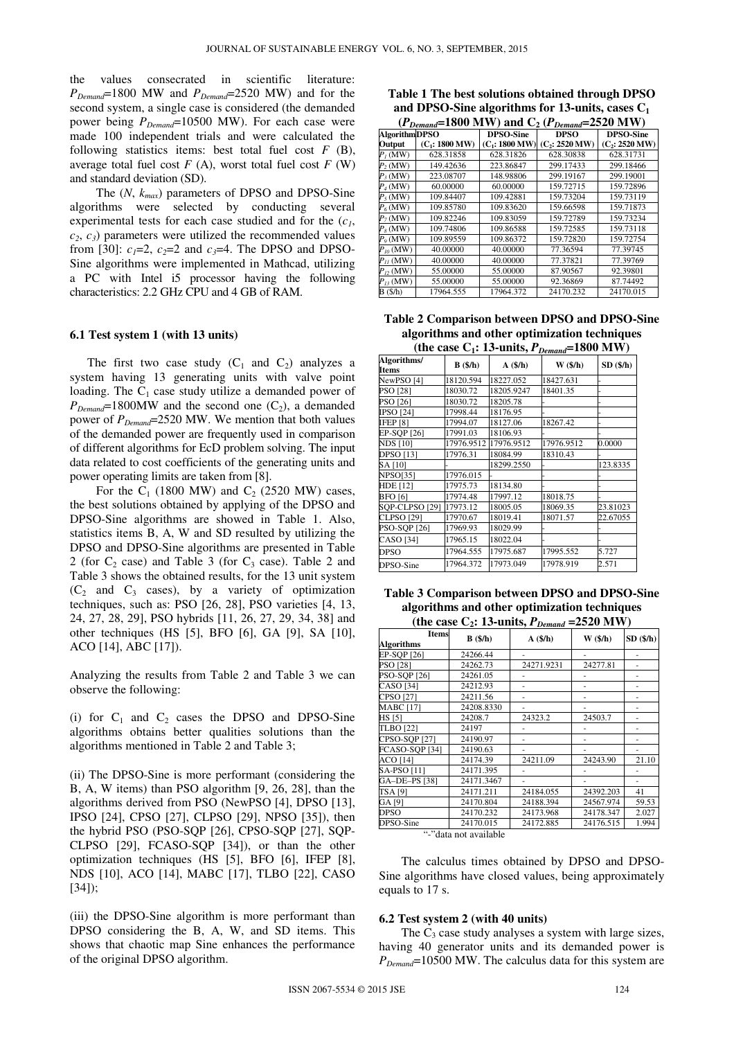the values consecrated in scientific literature: $P_{Demand}$=1800 MW and $P_{Demand}$=2520 MW) and for the second system, a single case is considered (the demanded power being $P_{Demand}$=10500 MW). For each case were made 100 independent trials and were calculated the following statistics items: best total fuel cost $F$ (B), average total fuel cost $F$ (A), worst total fuel cost $F$ (W) and standard deviation (SD).

The ($N$, $k_{max}$) parameters of DPSO and DPSO-Sine algorithms were selected by conducting several experimental tests for each case studied and for the ($c_1$, $c_2$, $c_3$) parameters were utilized the recommended values from [30]: $c_1$=2, $c_2$=2 and $c_3$=4. The DPSO and DPSO-Sine algorithms were implemented in Mathcad, utilizing a PC with Intel i5 processor having the following characteristics: 2.2 GHz CPU and 4 GB of RAM.

### 6.1 Test system 1 (with 13 units)

The first two case study ($C_1$ and $C_2$) analyzes a system having 13 generating units with valve point loading. The $C_1$ case study utilize a demanded power of $P_{Demand}$=1800MW and the second one ($C_2$), a demanded power of $P_{Demand}$=2520 MW. We mention that both values of the demanded power are frequently used in comparison of different algorithms for EcD problem solving. The input data related to cost coefficients of the generating units and power operating limits are taken from [8].

For the $C_1$ (1800 MW) and $C_2$ (2520 MW) cases, the best solutions obtained by applying of the DPSO and DPSO-Sine algorithms are showed in Table 1. Also, statistics items B, A, W and SD resulted by utilizing the DPSO and DPSO-Sine algorithms are presented in Table 2 (for $C_2$ case) and Table 3 (for $C_3$ case). Table 2 and Table 3 shows the obtained results, for the 13 unit system ($C_2$ and $C_3$ cases), by a variety of optimization techniques, such as: PSO [26, 28], PSO varieties [4, 13, 24, 27, 28, 29], PSO hybrids [11, 26, 27, 29, 34, 38] and other techniques (HS [5], BFO [6], GA [9], SA [10], ACO [14], ABC [17]).

Analyzing the results from Table 2 and Table 3 we can observe the following:

(i) for $C_1$ and $C_2$ cases the DPSO and DPSO-Sine algorithms obtains better qualities solutions than the algorithms mentioned in Table 2 and Table 3;

(ii) The DPSO-Sine is more performant (considering the B, A, W items) than PSO algorithm [9, 26, 28], than the algorithms derived from PSO (NewPSO [4], DPSO [13], IPSO [24], CPSO [27], CLPSO [29], NPSO [35]), then the hybrid PSO (PSO-SQP [26], CPSO-SQP [27], SQP-CLPSO [29], FCASO-SQP [34]), or than the other optimization techniques (HS [5], BFO [6], IFEP [8], NDS [10], ACO [14], MABC [17], TLBO [22], CASO [34]);

(iii) the DPSO-Sine algorithm is more performant than DPSO considering the B, A, W, and SD items. This shows that chaotic map Sine enhances the performance of the original DPSO algorithm.

**Table 1 The best solutions obtained through DPSO and DPSO-Sine algorithms for 13-units, cases $C_1$ ($P_{Demand}$=1800 MW) and $C_2$ ($P_{Demand}$=2520 MW)**

| Algorithm / Output | DPSO ($C_1$: 1800 MW) | DPSO-Sine ($C_1$: 1800 MW) | DPSO ($C_2$: 2520 MW) | DPSO-Sine ($C_2$: 2520 MW) |
|---|---|---|---|---|
| $P_1$ (MW) | 628.31858 | 628.31826 | 628.30838 | 628.31731 |
| $P_2$ (MW) | 149.42636 | 223.86847 | 299.17433 | 299.18466 |
| $P_3$ (MW) | 223.08707 | 148.98806 | 299.19167 | 299.19001 |
| $P_4$ (MW) | 60.00000 | 60.00000 | 159.72715 | 159.72896 |
| $P_5$ (MW) | 109.84407 | 109.42881 | 159.73204 | 159.73119 |
| $P_6$ (MW) | 109.85780 | 109.83620 | 159.66598 | 159.71873 |
| $P_7$ (MW) | 109.82246 | 109.83059 | 159.72789 | 159.73234 |
| $P_8$ (MW) | 109.74806 | 109.86588 | 159.72585 | 159.73118 |
| $P_9$ (MW) | 109.89559 | 109.86372 | 159.72820 | 159.72754 |
| $P_{10}$ (MW) | 40.00000 | 40.00000 | 77.36594 | 77.39745 |
| $P_{11}$ (MW) | 40.00000 | 40.00000 | 77.37821 | 77.39769 |
| $P_{12}$ (MW) | 55.00000 | 55.00000 | 87.90567 | 92.39801 |
| $P_{13}$ (MW) | 55.00000 | 55.00000 | 92.36869 | 87.74492 |
| B ($/h) | 17964.555 | 17964.372 | 24170.232 | 24170.015 |

**Table 2 Comparison between DPSO and DPSO-Sine algorithms and other optimization techniques (the case $C_1$: 13-units, $P_{Demand}$=1800 MW)**

| Algorithms/ Items | B ($/h) | A ($/h) | W ($/h) | SD ($/h) |
|---|---|---|---|---|
| NewPSO [4] | 18120.594 | 18227.052 | 18427.631 | - |
| PSO [28] | 18030.72 | 18205.9247 | 18401.35 | - |
| PSO [26] | 18030.72 | 18205.78 | - | - |
| IPSO [24] | 17998.44 | 18176.95 | - | - |
| IFEP [8] | 17994.07 | 18127.06 | 18267.42 | - |
| EP-SQP [26] | 17991.03 | 18106.93 | - | - |
| NDS [10] | 17976.9512 | 17976.9512 | 17976.9512 | 0.0000 |
| DPSO [13] | 17976.31 | 18084.99 | 18310.43 | - |
| SA [10] | - | 18299.2550 | - | 123.8335 |
| NPSO[35] | 17976.015 | - | - | - |
| HDE [12] | 17975.73 | 18134.80 | - | - |
| BFO [6] | 17974.48 | 17997.12 | 18018.75 | - |
| SQP-CLPSO [29] | 17973.12 | 18005.05 | 18069.35 | 23.81023 |
| CLPSO [29] | 17970.67 | 18019.41 | 18071.57 | 22.67055 |
| PSO-SQP [26] | 17969.93 | 18029.99 | - | - |
| CASO [34] | 17965.15 | 18022.04 | - | - |
| DPSO | 17964.555 | 17975.687 | 17995.552 | 5.727 |
| DPSO-Sine | 17964.372 | 17973.049 | 17978.919 | 2.571 |

**Table 3 Comparison between DPSO and DPSO-Sine algorithms and other optimization techniques (the case $C_2$: 13-units, $P_{Demand}$ =2520 MW)**

| Items / Algorithms | B ($/h) | A ($/h) | W ($/h) | SD ($/h) |
|---|---|---|---|---|
| EP-SQP [26] | 24266.44 | - | - | - |
| PSO [28] | 24262.73 | 24271.9231 | 24277.81 | - |
| PSO-SQP [26] | 24261.05 | - | - | - |
| CASO [34] | 24212.93 | - | - | - |
| CPSO [27] | 24211.56 | - | - | - |
| MABC [17] | 24208.8330 | - | - | - |
| HS [5] | 24208.7 | 24323.2 | 24503.7 | - |
| TLBO [22] | 24197 | - | - | - |
| CPSO-SQP [27] | 24190.97 | - | - | - |
| FCASO-SQP [34] | 24190.63 | - | - | - |
| ACO [14] | 24174.39 | 24211.09 | 24243.90 | 21.10 |
| SA-PSO [11] | 24171.395 | - | - | - |
| GA–DE–PS [38] | 24171.3467 | - | - | - |
| TSA [9] | 24171.211 | 24184.055 | 24392.203 | 41 |
| GA [9] | 24170.804 | 24188.394 | 24567.974 | 59.53 |
| DPSO | 24170.232 | 24173.968 | 24178.347 | 2.027 |
| DPSO-Sine | 24170.015 | 24172.885 | 24176.515 | 1.994 |

"-"data not available

The calculus times obtained by DPSO and DPSO-Sine algorithms have closed values, being approximately equals to 17 s.

### 6.2 Test system 2 (with 40 units)

The $C_3$ case study analyses a system with large sizes, having 40 generator units and its demanded power is $P_{Demand}$=10500 MW. The calculus data for this system are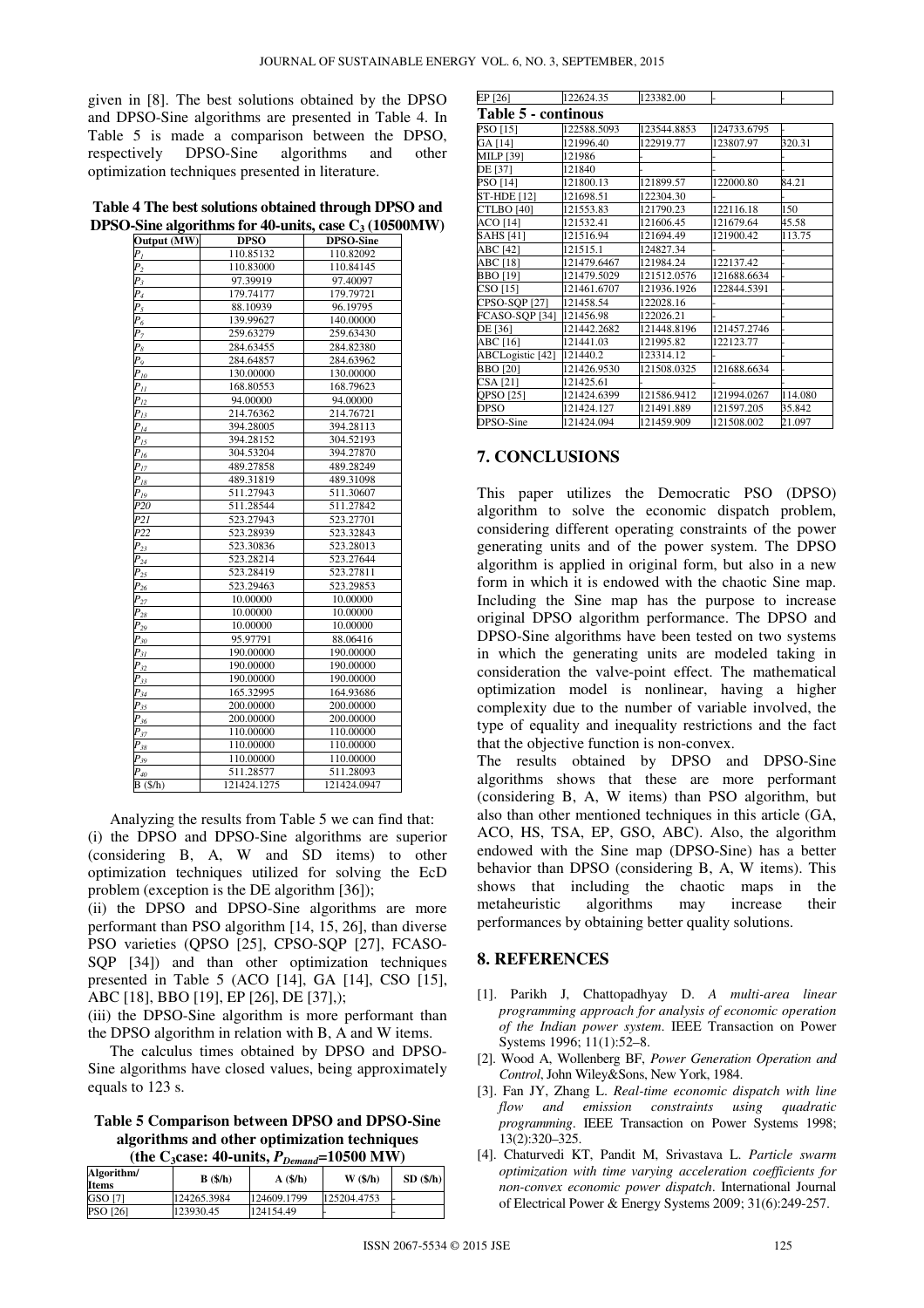given in [8]. The best solutions obtained by the DPSO and DPSO-Sine algorithms are presented in Table 4. In Table 5 is made a comparison between the DPSO, respectively DPSO-Sine algorithms and other optimization techniques presented in literature.

**Table 4 The best solutions obtained through DPSO and DPSO-Sine algorithms for 40-units, case $C_3$ (10500MW)**

| Output (MW) | DPSO | DPSO-Sine |
|---|---|---|
| $P_1$ | 110.85132 | 110.82092 |
| $P_2$ | 110.83000 | 110.84145 |
| $P_3$ | 97.39919 | 97.40097 |
| $P_4$ | 179.74177 | 179.79721 |
| $P_5$ | 88.10939 | 96.19795 |
| $P_6$ | 139.99627 | 140.00000 |
| $P_7$ | 259.63279 | 259.63430 |
| $P_8$ | 284.63455 | 284.82380 |
| $P_9$ | 284.64857 | 284.63962 |
| $P_{10}$ | 130.00000 | 130.00000 |
| $P_{11}$ | 168.80553 | 168.79623 |
| $P_{12}$ | 94.00000 | 94.00000 |
| $P_{13}$ | 214.76362 | 214.76721 |
| $P_{14}$ | 394.28005 | 394.28113 |
| $P_{15}$ | 394.28152 | 304.52193 |
| $P_{16}$ | 304.53204 | 394.27870 |
| $P_{17}$ | 489.27858 | 489.28249 |
| $P_{18}$ | 489.31819 | 489.31098 |
| $P_{19}$ | 511.27943 | 511.30607 |
| $P_{20}$ | 511.28544 | 511.27842 |
| $P_{21}$ | 523.27943 | 523.27701 |
| $P_{22}$ | 523.28939 | 523.32843 |
| $P_{23}$ | 523.30836 | 523.28013 |
| $P_{24}$ | 523.28214 | 523.27644 |
| $P_{25}$ | 523.28419 | 523.27811 |
| $P_{26}$ | 523.29463 | 523.29853 |
| $P_{27}$ | 10.00000 | 10.00000 |
| $P_{28}$ | 10.00000 | 10.00000 |
| $P_{29}$ | 10.00000 | 10.00000 |
| $P_{30}$ | 95.97791 | 88.06416 |
| $P_{31}$ | 190.00000 | 190.00000 |
| $P_{32}$ | 190.00000 | 190.00000 |
| $P_{33}$ | 190.00000 | 190.00000 |
| $P_{34}$ | 165.32995 | 164.93686 |
| $P_{35}$ | 200.00000 | 200.00000 |
| $P_{36}$ | 200.00000 | 200.00000 |
| $P_{37}$ | 110.00000 | 110.00000 |
| $P_{38}$ | 110.00000 | 110.00000 |
| $P_{39}$ | 110.00000 | 110.00000 |
| $P_{40}$ | 511.28577 | 511.28093 |
| B ($/h) | 121424.1275 | 121424.0947 |

Analyzing the results from Table 5 we can find that:

(i) the DPSO and DPSO-Sine algorithms are superior (considering B, A, W and SD items) to other optimization techniques utilized for solving the EcD problem (exception is the DE algorithm [36]);

(ii) the DPSO and DPSO-Sine algorithms are more performant than PSO algorithm [14, 15, 26], than diverse PSO varieties (QPSO [25], CPSO-SQP [27], FCASO-SQP [34]) and than other optimization techniques presented in Table 5 (ACO [14], GA [14], CSO [15], ABC [18], BBO [19], EP [26], DE [37],);

(iii) the DPSO-Sine algorithm is more performant than the DPSO algorithm in relation with B, A and W items.

The calculus times obtained by DPSO and DPSO-Sine algorithms have closed values, being approximately equals to 123 s.

**Table 5 Comparison between DPSO and DPSO-Sine algorithms and other optimization techniques (the $C_3$case: 40-units, $P_{Demand}$=10500 MW)**

| Algorithm/ Items | B ($/h) | A ($/h) | W ($/h) | SD ($/h) |
|---|---|---|---|---|
| GSO [7] | 124265.3984 | 124609.1799 | 125204.4753 | - |
| PSO [26] | 123930.45 | 124154.49 | - | - |
| EP [26] | 122624.35 | 123382.00 | - | - |
| PSO [15] | 122588.5093 | 123544.8853 | 124733.6795 | - |
| GA [14] | 121996.40 | 122919.77 | 123807.97 | 320.31 |
| MILP [39] | 121986 | - | - | - |
| DE [37] | 121840 | - | - | - |
| PSO [14] | 121800.13 | 121899.57 | 122000.80 | 84.21 |
| ST-HDE [12] | 121698.51 | 122304.30 | - | - |
| CTLBO [40] | 121553.83 | 121790.23 | 122116.18 | 150 |
| ACO [14] | 121532.41 | 121606.45 | 121679.64 | 45.58 |
| SAHS [41] | 121516.94 | 121694.49 | 121900.42 | 113.75 |
| ABC [42] | 121515.1 | 124827.34 | - | - |
| ABC [18] | 121479.6467 | 121984.24 | 122137.42 | - |
| BBO [19] | 121479.5029 | 121512.0576 | 121688.6634 | - |
| CSO [15] | 121461.6707 | 121936.1926 | 122844.5391 | - |
| CPSO-SQP [27] | 121458.54 | 122028.16 | - | - |
| FCASO-SQP [34] | 121456.98 | 122026.21 | - | - |
| DE [36] | 121442.2682 | 121448.8196 | 121457.2746 | - |
| ABC [16] | 121441.03 | 121995.82 | 122123.77 | - |
| ABCLogistic [42] | 121440.2 | 123314.12 | - | - |
| BBO [20] | 121426.9530 | 121508.0325 | 121688.6634 | - |
| CSA [21] | 121425.61 | - | - | - |
| QPSO [25] | 121424.6399 | 121586.9412 | 121994.0267 | 114.080 |
| DPSO | 121424.127 | 121491.889 | 121597.205 | 35.842 |
| DPSO-Sine | 121424.094 | 121459.909 | 121508.002 | 21.097 |

## 7. CONCLUSIONS

This paper utilizes the Democratic PSO (DPSO) algorithm to solve the economic dispatch problem, considering different operating constraints of the power generating units and of the power system. The DPSO algorithm is applied in original form, but also in a new form in which it is endowed with the chaotic Sine map. Including the Sine map has the purpose to increase original DPSO algorithm performance. The DPSO and DPSO-Sine algorithms have been tested on two systems in which the generating units are modeled taking in consideration the valve-point effect. The mathematical optimization model is nonlinear, having a higher complexity due to the number of variable involved, the type of equality and inequality restrictions and the fact that the objective function is non-convex.

The results obtained by DPSO and DPSO-Sine algorithms shows that these are more performant (considering B, A, W items) than PSO algorithm, but also than other mentioned techniques in this article (GA, ACO, HS, TSA, EP, GSO, ABC). Also, the algorithm endowed with the Sine map (DPSO-Sine) has a better behavior than DPSO (considering B, A, W items). This shows that including the chaotic maps in the metaheuristic algorithms may increase their performances by obtaining better quality solutions.

## 8. REFERENCES

[1]. Parikh J, Chattopadhyay D. *A multi-area linear programming approach for analysis of economic operation of the Indian power system*. IEEE Transaction on Power Systems 1996; 11(1):52–8.

[2]. Wood A, Wollenberg BF, *Power Generation Operation and Control*, John Wiley&Sons, New York, 1984.

[3]. Fan JY, Zhang L. *Real-time economic dispatch with line flow and emission constraints using quadratic programming*. IEEE Transaction on Power Systems 1998; 13(2):320–325.

[4]. Chaturvedi KT, Pandit M, Srivastava L. *Particle swarm optimization with time varying acceleration coefficients for non-convex economic power dispatch*. International Journal of Electrical Power & Energy Systems 2009; 31(6):249-257.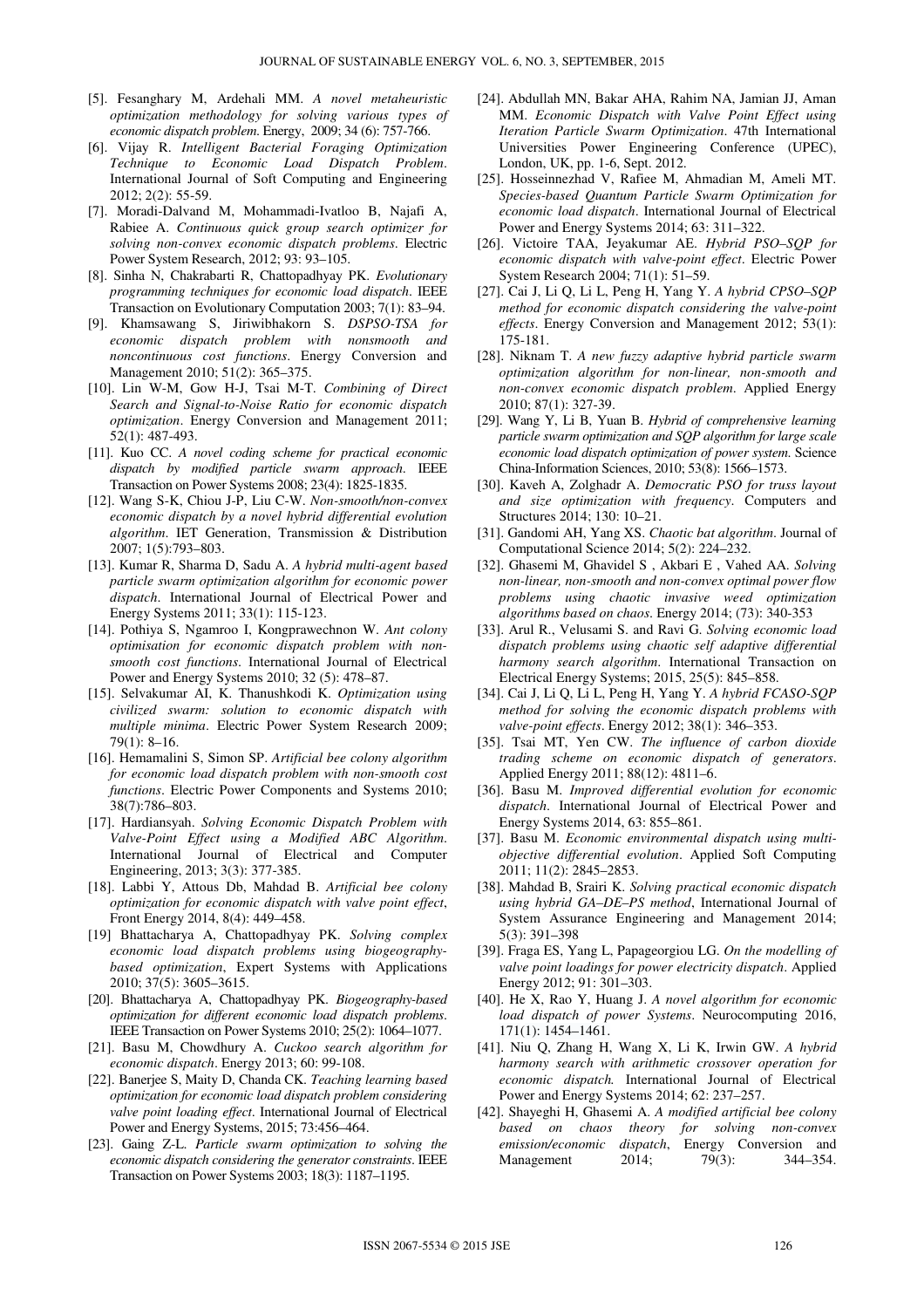[5]. Fesanghary M, Ardehali MM. *A novel metaheuristic optimization methodology for solving various types of economic dispatch problem*. Energy, 2009; 34 (6): 757-766.

[6]. Vijay R. *Intelligent Bacterial Foraging Optimization Technique to Economic Load Dispatch Problem*. International Journal of Soft Computing and Engineering 2012; 2(2): 55-59.

[7]. Moradi-Dalvand M, Mohammadi-Ivatloo B, Najafi A, Rabiee A. *Continuous quick group search optimizer for solving non-convex economic dispatch problems*. Electric Power System Research, 2012; 93: 93–105.

[8]. Sinha N, Chakrabarti R, Chattopadhyay PK. *Evolutionary programming techniques for economic load dispatch*. IEEE Transaction on Evolutionary Computation 2003; 7(1): 83–94.

[9]. Khamsawang S, Jiriwibhakorn S. *DSPSO-TSA for economic dispatch problem with nonsmooth and noncontinuous cost functions*. Energy Conversion and Management 2010; 51(2): 365–375.

[10]. Lin W-M, Gow H-J, Tsai M-T. *Combining of Direct Search and Signal-to-Noise Ratio for economic dispatch optimization*. Energy Conversion and Management 2011; 52(1): 487-493.

[11]. Kuo CC. *A novel coding scheme for practical economic dispatch by modified particle swarm approach*. IEEE Transaction on Power Systems 2008; 23(4): 1825-1835.

[12]. Wang S-K, Chiou J-P, Liu C-W. *Non-smooth/non-convex economic dispatch by a novel hybrid differential evolution algorithm*. IET Generation, Transmission & Distribution 2007; 1(5):793–803.

[13]. Kumar R, Sharma D, Sadu A. *A hybrid multi-agent based particle swarm optimization algorithm for economic power dispatch*. International Journal of Electrical Power and Energy Systems 2011; 33(1): 115-123.

[14]. Pothiya S, Ngamroo I, Kongprawechnon W. *Ant colony optimisation for economic dispatch problem with non-smooth cost functions*. International Journal of Electrical Power and Energy Systems 2010; 32 (5): 478–87.

[15]. Selvakumar AI, K. Thanushkodi K. *Optimization using civilized swarm: solution to economic dispatch with multiple minima*. Electric Power System Research 2009; 79(1): 8–16.

[16]. Hemamalini S, Simon SP. *Artificial bee colony algorithm for economic load dispatch problem with non-smooth cost functions*. Electric Power Components and Systems 2010; 38(7):786–803.

[17]. Hardiansyah. *Solving Economic Dispatch Problem with Valve-Point Effect using a Modified ABC Algorithm*. International Journal of Electrical and Computer Engineering, 2013; 3(3): 377-385.

[18]. Labbi Y, Attous Db, Mahdad B. *Artificial bee colony optimization for economic dispatch with valve point effect*, Front Energy 2014, 8(4): 449–458.

[19] Bhattacharya A, Chattopadhyay PK. *Solving complex economic load dispatch problems using biogeography-based optimization*, Expert Systems with Applications 2010; 37(5): 3605–3615.

[20]. Bhattacharya A, Chattopadhyay PK. *Biogeography-based optimization for different economic load dispatch problems*. IEEE Transaction on Power Systems 2010; 25(2): 1064–1077.

[21]. Basu M, Chowdhury A. *Cuckoo search algorithm for economic dispatch*. Energy 2013; 60: 99-108.

[22]. Banerjee S, Maity D, Chanda CK. *Teaching learning based optimization for economic load dispatch problem considering valve point loading effect*. International Journal of Electrical Power and Energy Systems, 2015; 73:456–464.

[23]. Gaing Z-L. *Particle swarm optimization to solving the economic dispatch considering the generator constraints*. IEEE Transaction on Power Systems 2003; 18(3): 1187–1195.

[24]. Abdullah MN, Bakar AHA, Rahim NA, Jamian JJ, Aman MM. *Economic Dispatch with Valve Point Effect using Iteration Particle Swarm Optimization*. 47th International Universities Power Engineering Conference (UPEC), London, UK, pp. 1-6, Sept. 2012.

[25]. Hosseinnezhad V, Rafiee M, Ahmadian M, Ameli MT. *Species-based Quantum Particle Swarm Optimization for economic load dispatch*. International Journal of Electrical Power and Energy Systems 2014; 63: 311–322.

[26]. Victoire TAA, Jeyakumar AE. *Hybrid PSO–SQP for economic dispatch with valve-point effect*. Electric Power System Research 2004; 71(1): 51–59.

[27]. Cai J, Li Q, Li L, Peng H, Yang Y. *A hybrid CPSO–SQP method for economic dispatch considering the valve-point effects*. Energy Conversion and Management 2012; 53(1): 175-181.

[28]. Niknam T. *A new fuzzy adaptive hybrid particle swarm optimization algorithm for non-linear, non-smooth and non-convex economic dispatch problem*. Applied Energy 2010; 87(1): 327-39.

[29]. Wang Y, Li B, Yuan B. *Hybrid of comprehensive learning particle swarm optimization and SQP algorithm for large scale economic load dispatch optimization of power system*. Science China-Information Sciences, 2010; 53(8): 1566–1573.

[30]. Kaveh A, Zolghadr A. *Democratic PSO for truss layout and size optimization with frequency*. Computers and Structures 2014; 130: 10–21.

[31]. Gandomi AH, Yang XS. *Chaotic bat algorithm*. Journal of Computational Science 2014; 5(2): 224–232.

[32]. Ghasemi M, Ghavidel S , Akbari E , Vahed AA. *Solving non-linear, non-smooth and non-convex optimal power flow problems using chaotic invasive weed optimization algorithms based on chaos*. Energy 2014; (73): 340-353

[33]. Arul R., Velusami S. and Ravi G. *Solving economic load dispatch problems using chaotic self adaptive differential harmony search algorithm*. International Transaction on Electrical Energy Systems; 2015, 25(5): 845–858.

[34]. Cai J, Li Q, Li L, Peng H, Yang Y. *A hybrid FCASO-SQP method for solving the economic dispatch problems with valve-point effects*. Energy 2012; 38(1): 346–353.

[35]. Tsai MT, Yen CW. *The influence of carbon dioxide trading scheme on economic dispatch of generators*. Applied Energy 2011; 88(12): 4811–6.

[36]. Basu M. *Improved differential evolution for economic dispatch*. International Journal of Electrical Power and Energy Systems 2014, 63: 855–861.

[37]. Basu M. *Economic environmental dispatch using multi-objective differential evolution*. Applied Soft Computing 2011; 11(2): 2845–2853.

[38]. Mahdad B, Srairi K. *Solving practical economic dispatch using hybrid GA–DE–PS method*, International Journal of System Assurance Engineering and Management 2014; 5(3): 391–398

[39]. Fraga ES, Yang L, Papageorgiou LG. *On the modelling of valve point loadings for power electricity dispatch*. Applied Energy 2012; 91: 301–303.

[40]. He X, Rao Y, Huang J. *A novel algorithm for economic load dispatch of power Systems*. Neurocomputing 2016, 171(1): 1454–1461.

[41]. Niu Q, Zhang H, Wang X, Li K, Irwin GW. *A hybrid harmony search with arithmetic crossover operation for economic dispatch.* International Journal of Electrical Power and Energy Systems 2014; 62: 237–257.

[42]. Shayeghi H, Ghasemi A. *A modified artificial bee colony based on chaos theory for solving non-convex emission/economic dispatch*, Energy Conversion and Management 2014; 79(3): 344–354.